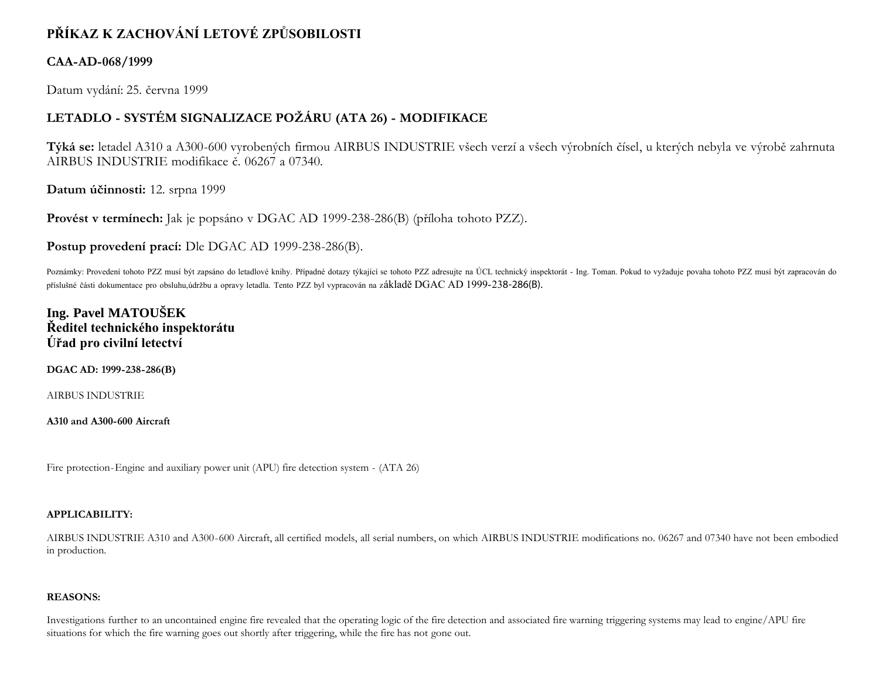# PŘÍKAZ K ZACHOVÁNÍ LETOVÉ ZPŮSOBILOSTI

## CAA-AD-068/1999

Datum vydání: 25. června 1999

## LETADLO - SYSTÉM SIGNALIZACE POŽÁRU (ATA 26) - MODIFIKACE

**Týká se:** letadel A310 a A300-600 vyrobených firmou AIRBUS INDUSTRIE všech verzí a všech výrobních čísel, u kterých nebyla ve výrobě zahrnuta AIRBUS INDUSTRIE modifikace č. 06267 a 07340.

**Datum účinnosti:** 12. srpna 1999

**Provést v termínech:** Jak je popsáno v DGAC AD 1999-238-286(B) (příloha tohoto PZZ).

**Postup provedení prací:** Dle DGAC AD 1999-238-286(B).

Poznámky: Provedení tohoto PZZ musí být zapsáno do letadlové knihy. Případné dotazy týkající se tohoto PZZ adresujte na ÚCL technický inspektorát - Ing. Toman. Pokud to vyžaduje povaha tohoto PZZ musí být zapracován do příslušné části dokumentace pro obsluhu,údržbu a opravy letadla. Tento PZZ byl vypracován na základě DGAC AD 1999-238-286(B).

**Ing. Pavel MATOUŠEK**
**Ředitel technického inspektorátu**
**Úřad pro civilní letectví**

**DGAC AD: 1999-238-286(B)**

AIRBUS INDUSTRIE

**A310 and A300-600 Aircraft**

Fire protection-Engine and auxiliary power unit (APU) fire detection system - (ATA 26)

**APPLICABILITY:**

AIRBUS INDUSTRIE A310 and A300-600 Aircraft, all certified models, all serial numbers, on which AIRBUS INDUSTRIE modifications no. 06267 and 07340 have not been embodied in production.

**REASONS:**

Investigations further to an uncontained engine fire revealed that the operating logic of the fire detection and associated fire warning triggering systems may lead to engine/APU fire situations for which the fire warning goes out shortly after triggering, while the fire has not gone out.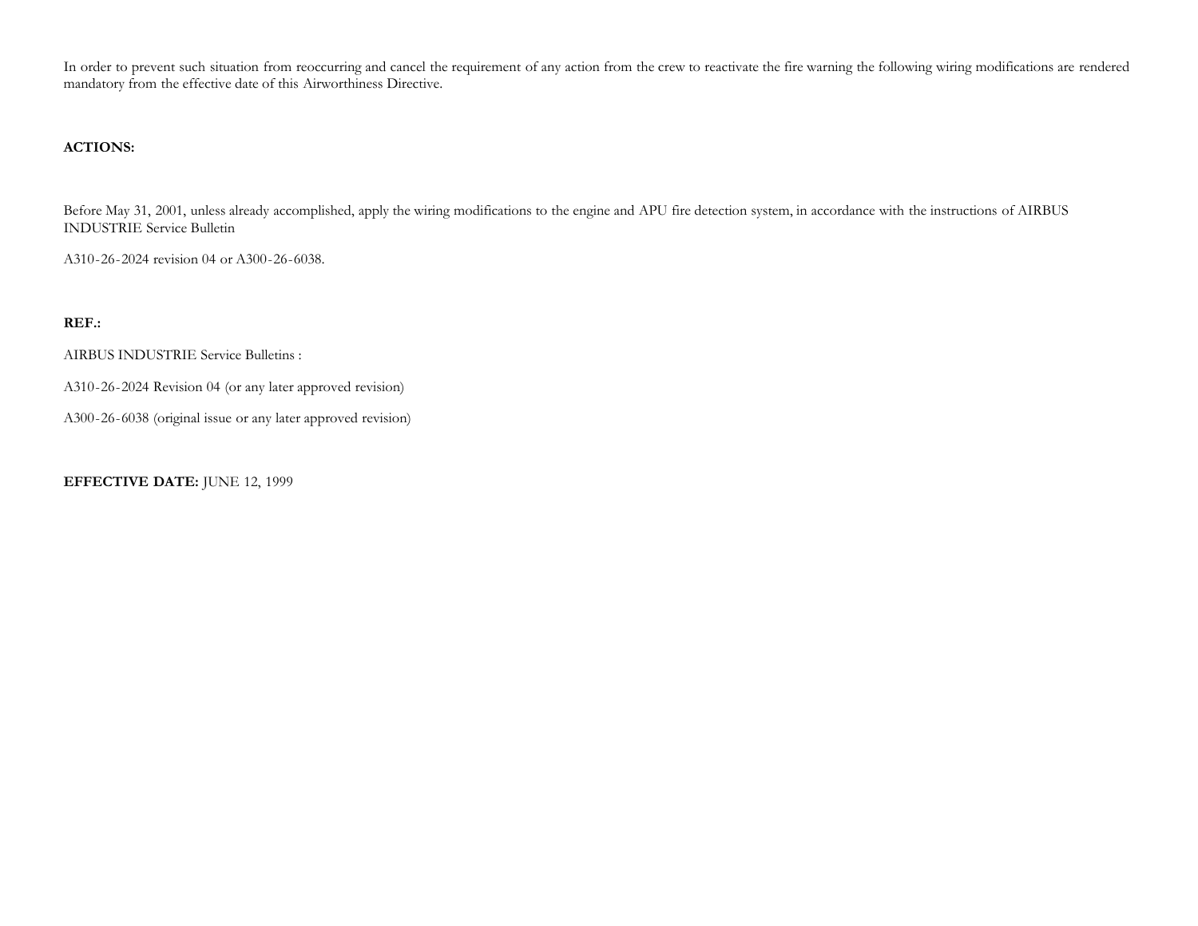In order to prevent such situation from reoccurring and cancel the requirement of any action from the crew to reactivate the fire warning the following wiring modifications are rendered mandatory from the effective date of this Airworthiness Directive.

**ACTIONS:**

Before May 31, 2001, unless already accomplished, apply the wiring modifications to the engine and APU fire detection system, in accordance with the instructions of AIRBUS INDUSTRIE Service Bulletin

A310-26-2024 revision 04 or A300-26-6038.

**REF.:**

AIRBUS INDUSTRIE Service Bulletins :

A310-26-2024 Revision 04 (or any later approved revision)

A300-26-6038 (original issue or any later approved revision)

**EFFECTIVE DATE:** JUNE 12, 1999